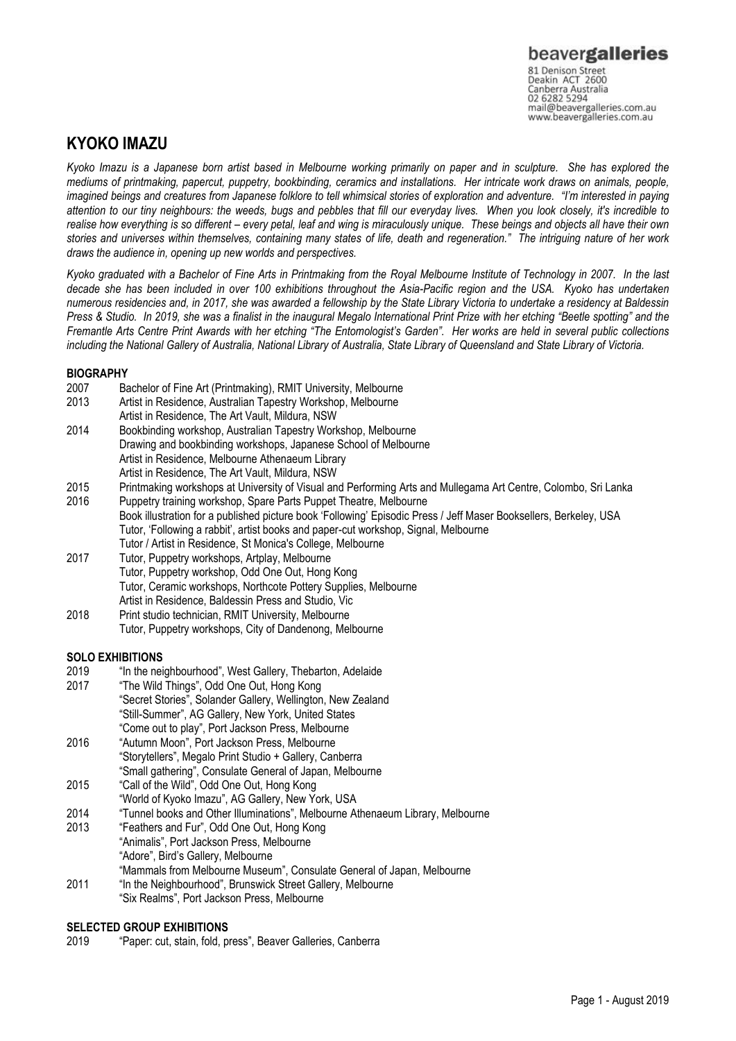beavergalleries
81 Denison Street
Deakin ACT 2600
Canberra Australia
02 6282 5294
mail@beavergalleries.com.au
www.beavergalleries.com.au

# KYOKO IMAZU

*Kyoko Imazu is a Japanese born artist based in Melbourne working primarily on paper and in sculpture. She has explored the mediums of printmaking, papercut, puppetry, bookbinding, ceramics and installations. Her intricate work draws on animals, people, imagined beings and creatures from Japanese folklore to tell whimsical stories of exploration and adventure. "I'm interested in paying attention to our tiny neighbours: the weeds, bugs and pebbles that fill our everyday lives. When you look closely, it's incredible to realise how everything is so different – every petal, leaf and wing is miraculously unique. These beings and objects all have their own stories and universes within themselves, containing many states of life, death and regeneration." The intriguing nature of her work draws the audience in, opening up new worlds and perspectives.*

*Kyoko graduated with a Bachelor of Fine Arts in Printmaking from the Royal Melbourne Institute of Technology in 2007. In the last decade she has been included in over 100 exhibitions throughout the Asia-Pacific region and the USA. Kyoko has undertaken numerous residencies and, in 2017, she was awarded a fellowship by the State Library Victoria to undertake a residency at Baldessin Press & Studio. In 2019, she was a finalist in the inaugural Megalo International Print Prize with her etching "Beetle spotting" and the Fremantle Arts Centre Print Awards with her etching "The Entomologist's Garden". Her works are held in several public collections including the National Gallery of Australia, National Library of Australia, State Library of Queensland and State Library of Victoria.*

## BIOGRAPHY

2007 Bachelor of Fine Art (Printmaking), RMIT University, Melbourne

2013 Artist in Residence, Australian Tapestry Workshop, Melbourne
Artist in Residence, The Art Vault, Mildura, NSW

2014 Bookbinding workshop, Australian Tapestry Workshop, Melbourne
Drawing and bookbinding workshops, Japanese School of Melbourne
Artist in Residence, Melbourne Athenaeum Library
Artist in Residence, The Art Vault, Mildura, NSW

2015 Printmaking workshops at University of Visual and Performing Arts and Mullegama Art Centre, Colombo, Sri Lanka

2016 Puppetry training workshop, Spare Parts Puppet Theatre, Melbourne
Book illustration for a published picture book 'Following' Episodic Press / Jeff Maser Booksellers, Berkeley, USA
Tutor, 'Following a rabbit', artist books and paper-cut workshop, Signal, Melbourne
Tutor / Artist in Residence, St Monica's College, Melbourne

2017 Tutor, Puppetry workshops, Artplay, Melbourne
Tutor, Puppetry workshop, Odd One Out, Hong Kong
Tutor, Ceramic workshops, Northcote Pottery Supplies, Melbourne
Artist in Residence, Baldessin Press and Studio, Vic

2018 Print studio technician, RMIT University, Melbourne
Tutor, Puppetry workshops, City of Dandenong, Melbourne

## SOLO EXHIBITIONS

2019 "In the neighbourhood", West Gallery, Thebarton, Adelaide

2017 "The Wild Things", Odd One Out, Hong Kong
"Secret Stories", Solander Gallery, Wellington, New Zealand
"Still-Summer", AG Gallery, New York, United States
"Come out to play", Port Jackson Press, Melbourne

2016 "Autumn Moon", Port Jackson Press, Melbourne
"Storytellers", Megalo Print Studio + Gallery, Canberra
"Small gathering", Consulate General of Japan, Melbourne

2015 "Call of the Wild", Odd One Out, Hong Kong
"World of Kyoko Imazu", AG Gallery, New York, USA

2014 "Tunnel books and Other Illuminations", Melbourne Athenaeum Library, Melbourne

2013 "Feathers and Fur", Odd One Out, Hong Kong
"Animalis", Port Jackson Press, Melbourne
"Adore", Bird's Gallery, Melbourne
"Mammals from Melbourne Museum", Consulate General of Japan, Melbourne

2011 "In the Neighbourhood", Brunswick Street Gallery, Melbourne
"Six Realms", Port Jackson Press, Melbourne

## SELECTED GROUP EXHIBITIONS

2019 "Paper: cut, stain, fold, press", Beaver Galleries, Canberra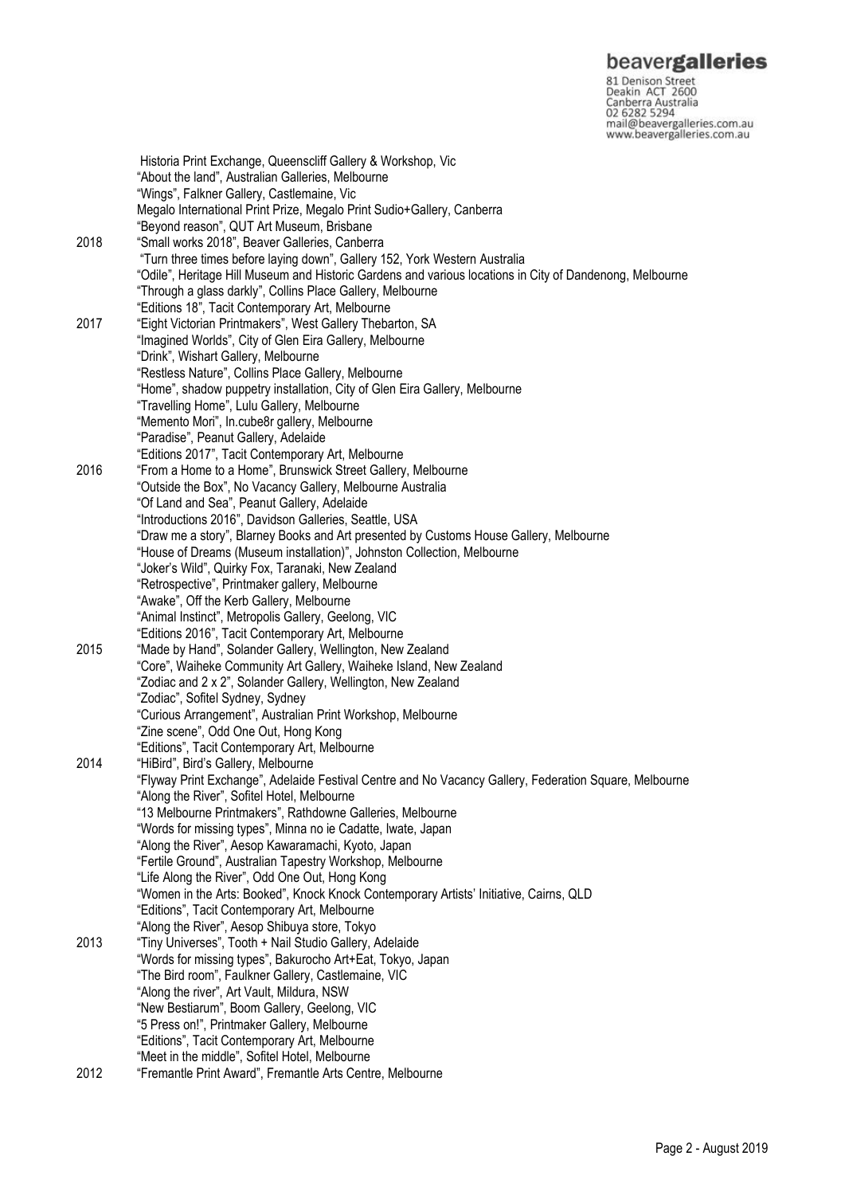Historia Print Exchange, Queenscliff Gallery & Workshop, Vic
"About the land", Australian Galleries, Melbourne
"Wings", Falkner Gallery, Castlemaine, Vic
Megalo International Print Prize, Megalo Print Sudio+Gallery, Canberra
"Beyond reason", QUT Art Museum, Brisbane

**2018**
"Small works 2018", Beaver Galleries, Canberra
"Turn three times before laying down", Gallery 152, York Western Australia
"Odile", Heritage Hill Museum and Historic Gardens and various locations in City of Dandenong, Melbourne
"Through a glass darkly", Collins Place Gallery, Melbourne
"Editions 18", Tacit Contemporary Art, Melbourne

**2017**
"Eight Victorian Printmakers", West Gallery Thebarton, SA
"Imagined Worlds", City of Glen Eira Gallery, Melbourne
"Drink", Wishart Gallery, Melbourne
"Restless Nature", Collins Place Gallery, Melbourne
"Home", shadow puppetry installation, City of Glen Eira Gallery, Melbourne
"Travelling Home", Lulu Gallery, Melbourne
"Memento Mori", In.cube8r gallery, Melbourne
"Paradise", Peanut Gallery, Adelaide
"Editions 2017", Tacit Contemporary Art, Melbourne

**2016**
"From a Home to a Home", Brunswick Street Gallery, Melbourne
"Outside the Box", No Vacancy Gallery, Melbourne Australia
"Of Land and Sea", Peanut Gallery, Adelaide
"Introductions 2016", Davidson Galleries, Seattle, USA
"Draw me a story", Blarney Books and Art presented by Customs House Gallery, Melbourne
"House of Dreams (Museum installation)", Johnston Collection, Melbourne
"Joker's Wild", Quirky Fox, Taranaki, New Zealand
"Retrospective", Printmaker gallery, Melbourne
"Awake", Off the Kerb Gallery, Melbourne
"Animal Instinct", Metropolis Gallery, Geelong, VIC
"Editions 2016", Tacit Contemporary Art, Melbourne

**2015**
"Made by Hand", Solander Gallery, Wellington, New Zealand
"Core", Waiheke Community Art Gallery, Waiheke Island, New Zealand
"Zodiac and 2 x 2", Solander Gallery, Wellington, New Zealand
"Zodiac", Sofitel Sydney, Sydney
"Curious Arrangement", Australian Print Workshop, Melbourne
"Zine scene", Odd One Out, Hong Kong
"Editions", Tacit Contemporary Art, Melbourne

**2014**
"HiBird", Bird's Gallery, Melbourne
"Flyway Print Exchange", Adelaide Festival Centre and No Vacancy Gallery, Federation Square, Melbourne
"Along the River", Sofitel Hotel, Melbourne
"13 Melbourne Printmakers", Rathdowne Galleries, Melbourne
"Words for missing types", Minna no ie Cadatte, Iwate, Japan
"Along the River", Aesop Kawaramachi, Kyoto, Japan
"Fertile Ground", Australian Tapestry Workshop, Melbourne
"Life Along the River", Odd One Out, Hong Kong
"Women in the Arts: Booked", Knock Knock Contemporary Artists' Initiative, Cairns, QLD
"Editions", Tacit Contemporary Art, Melbourne
"Along the River", Aesop Shibuya store, Tokyo

**2013**
"Tiny Universes", Tooth + Nail Studio Gallery, Adelaide
"Words for missing types", Bakurocho Art+Eat, Tokyo, Japan
"The Bird room", Faulkner Gallery, Castlemaine, VIC
"Along the river", Art Vault, Mildura, NSW
"New Bestiarum", Boom Gallery, Geelong, VIC
"5 Press on!", Printmaker Gallery, Melbourne
"Editions", Tacit Contemporary Art, Melbourne
"Meet in the middle", Sofitel Hotel, Melbourne

**2012**
"Fremantle Print Award", Fremantle Arts Centre, Melbourne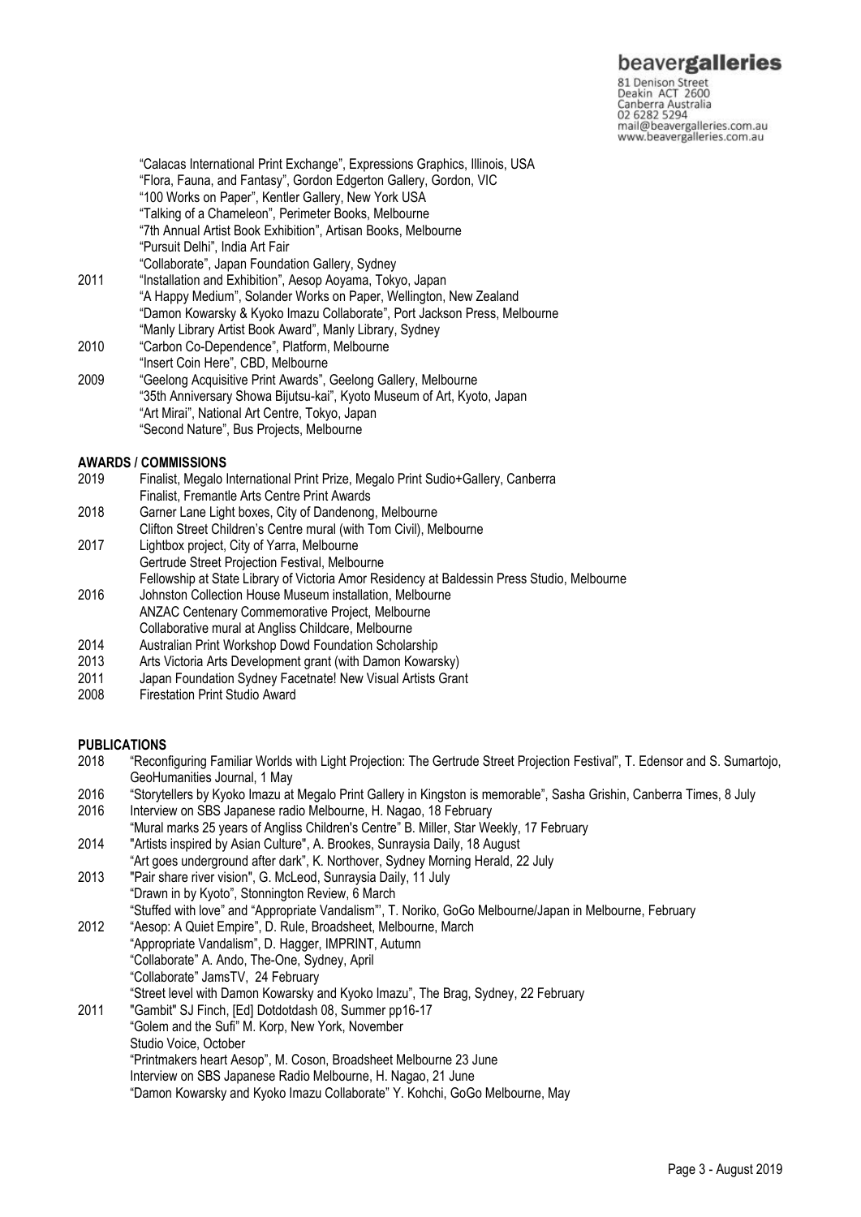"Calacas International Print Exchange", Expressions Graphics, Illinois, USA
"Flora, Fauna, and Fantasy", Gordon Edgerton Gallery, Gordon, VIC
"100 Works on Paper", Kentler Gallery, New York USA
"Talking of a Chameleon", Perimeter Books, Melbourne
"7th Annual Artist Book Exhibition", Artisan Books, Melbourne
"Pursuit Delhi", India Art Fair
"Collaborate", Japan Foundation Gallery, Sydney

2011 "Installation and Exhibition", Aesop Aoyama, Tokyo, Japan
"A Happy Medium", Solander Works on Paper, Wellington, New Zealand
"Damon Kowarsky & Kyoko Imazu Collaborate", Port Jackson Press, Melbourne
"Manly Library Artist Book Award", Manly Library, Sydney

2010 "Carbon Co-Dependence", Platform, Melbourne
"Insert Coin Here", CBD, Melbourne

2009 "Geelong Acquisitive Print Awards", Geelong Gallery, Melbourne
"35th Anniversary Showa Bijutsu-kai", Kyoto Museum of Art, Kyoto, Japan
"Art Mirai", National Art Centre, Tokyo, Japan
"Second Nature", Bus Projects, Melbourne

**AWARDS / COMMISSIONS**

2019 Finalist, Megalo International Print Prize, Megalo Print Sudio+Gallery, Canberra
Finalist, Fremantle Arts Centre Print Awards

2018 Garner Lane Light boxes, City of Dandenong, Melbourne
Clifton Street Children's Centre mural (with Tom Civil), Melbourne

2017 Lightbox project, City of Yarra, Melbourne
Gertrude Street Projection Festival, Melbourne
Fellowship at State Library of Victoria Amor Residency at Baldessin Press Studio, Melbourne

2016 Johnston Collection House Museum installation, Melbourne
ANZAC Centenary Commemorative Project, Melbourne
Collaborative mural at Angliss Childcare, Melbourne

2014 Australian Print Workshop Dowd Foundation Scholarship

2013 Arts Victoria Arts Development grant (with Damon Kowarsky)

2011 Japan Foundation Sydney Facetnate! New Visual Artists Grant

2008 Firestation Print Studio Award

**PUBLICATIONS**

2018 "Reconfiguring Familiar Worlds with Light Projection: The Gertrude Street Projection Festival", T. Edensor and S. Sumartojo, GeoHumanities Journal, 1 May

2016 "Storytellers by Kyoko Imazu at Megalo Print Gallery in Kingston is memorable", Sasha Grishin, Canberra Times, 8 July

2016 Interview on SBS Japanese radio Melbourne, H. Nagao, 18 February
"Mural marks 25 years of Angliss Children's Centre" B. Miller, Star Weekly, 17 February

2014 "Artists inspired by Asian Culture", A. Brookes, Sunraysia Daily, 18 August
"Art goes underground after dark", K. Northover, Sydney Morning Herald, 22 July

2013 "Pair share river vision", G. McLeod, Sunraysia Daily, 11 July
"Drawn in by Kyoto", Stonnington Review, 6 March
"Stuffed with love" and "Appropriate Vandalism"', T. Noriko, GoGo Melbourne/Japan in Melbourne, February

2012 "Aesop: A Quiet Empire", D. Rule, Broadsheet, Melbourne, March
"Appropriate Vandalism", D. Hagger, IMPRINT, Autumn
"Collaborate" A. Ando, The-One, Sydney, April
"Collaborate" JamsTV, 24 February
"Street level with Damon Kowarsky and Kyoko Imazu", The Brag, Sydney, 22 February

2011 "Gambit" SJ Finch, [Ed] Dotdotdash 08, Summer pp16-17
"Golem and the Sufi" M. Korp, New York, November
Studio Voice, October
"Printmakers heart Aesop", M. Coson, Broadsheet Melbourne 23 June
Interview on SBS Japanese Radio Melbourne, H. Nagao, 21 June
"Damon Kowarsky and Kyoko Imazu Collaborate" Y. Kohchi, GoGo Melbourne, May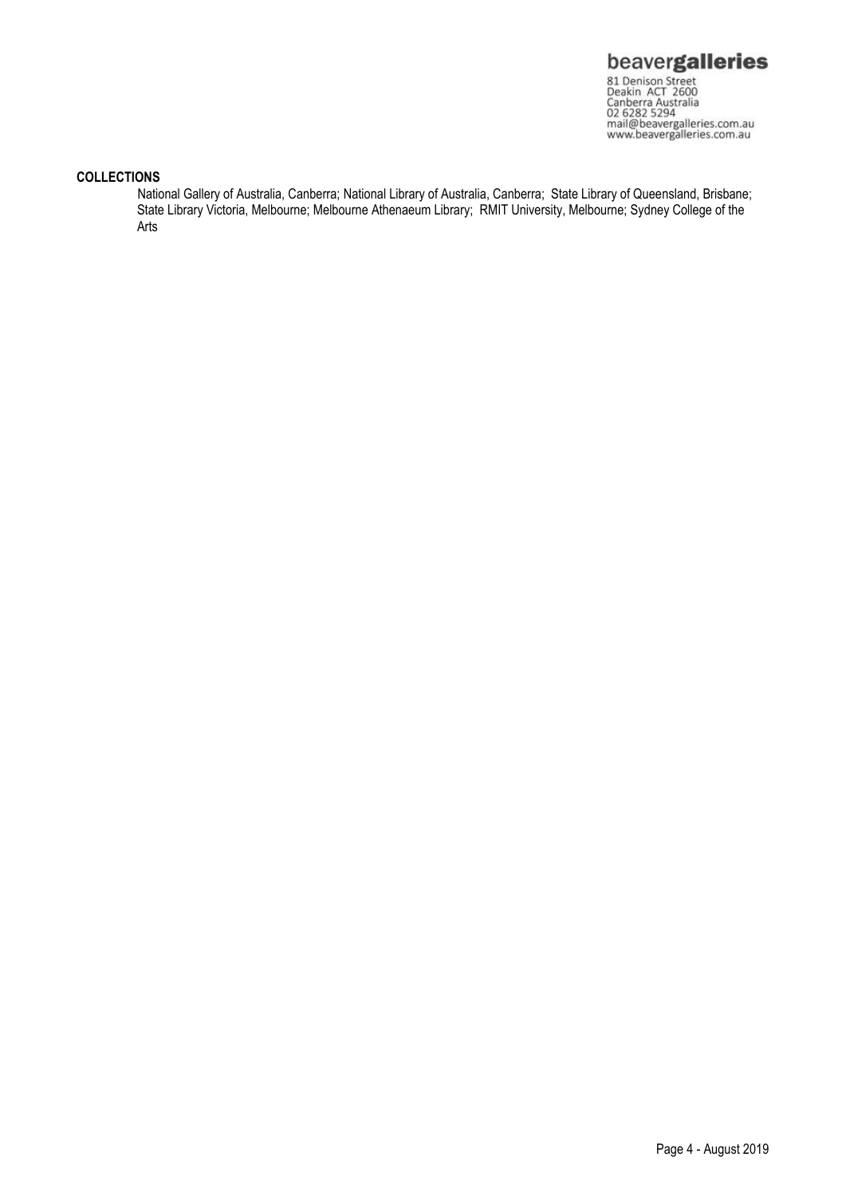## COLLECTIONS

National Gallery of Australia, Canberra; National Library of Australia, Canberra; State Library of Queensland, Brisbane; State Library Victoria, Melbourne; Melbourne Athenaeum Library; RMIT University, Melbourne; Sydney College of the Arts